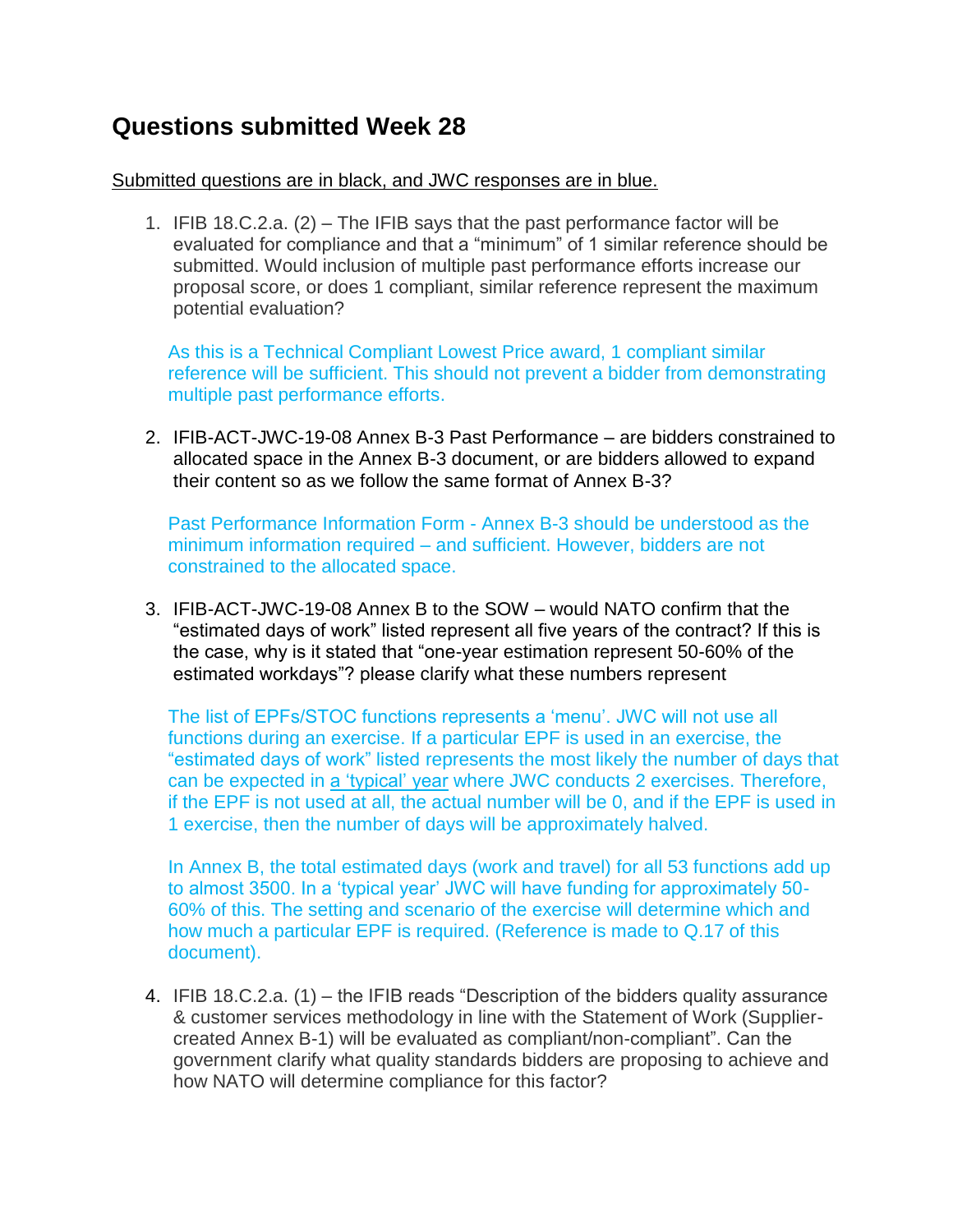## Questions submitted Week 28

<u>Submitted questions are in black, and JWC responses are in blue.</u>

1. IFIB 18.C.2.a. (2) – The IFIB says that the past performance factor will be evaluated for compliance and that a “minimum” of 1 similar reference should be submitted. Would inclusion of multiple past performance efforts increase our proposal score, or does 1 compliant, similar reference represent the maximum potential evaluation?

   As this is a Technical Compliant Lowest Price award, 1 compliant similar reference will be sufficient. This should not prevent a bidder from demonstrating multiple past performance efforts.

2. IFIB-ACT-JWC-19-08 Annex B-3 Past Performance – are bidders constrained to allocated space in the Annex B-3 document, or are bidders allowed to expand their content so as we follow the same format of Annex B-3?

   Past Performance Information Form - Annex B-3 should be understood as the minimum information required – and sufficient. However, bidders are not constrained to the allocated space.

3. IFIB-ACT-JWC-19-08 Annex B to the SOW – would NATO confirm that the “estimated days of work” listed represent all five years of the contract? If this is the case, why is it stated that “one-year estimation represent 50-60% of the estimated workdays”? please clarify what these numbers represent

   The list of EPFs/STOC functions represents a ‘menu’. JWC will not use all functions during an exercise. If a particular EPF is used in an exercise, the “estimated days of work” listed represents the most likely the number of days that can be expected in <u>a ‘typical’ year</u> where JWC conducts 2 exercises. Therefore, if the EPF is not used at all, the actual number will be 0, and if the EPF is used in 1 exercise, then the number of days will be approximately halved.

   In Annex B, the total estimated days (work and travel) for all 53 functions add up to almost 3500. In a ‘typical year’ JWC will have funding for approximately 50-60% of this. The setting and scenario of the exercise will determine which and how much a particular EPF is required. (Reference is made to Q.17 of this document).

4. IFIB 18.C.2.a. (1) – the IFIB reads “Description of the bidders quality assurance & customer services methodology in line with the Statement of Work (Supplier-created Annex B-1) will be evaluated as compliant/non-compliant”. Can the government clarify what quality standards bidders are proposing to achieve and how NATO will determine compliance for this factor?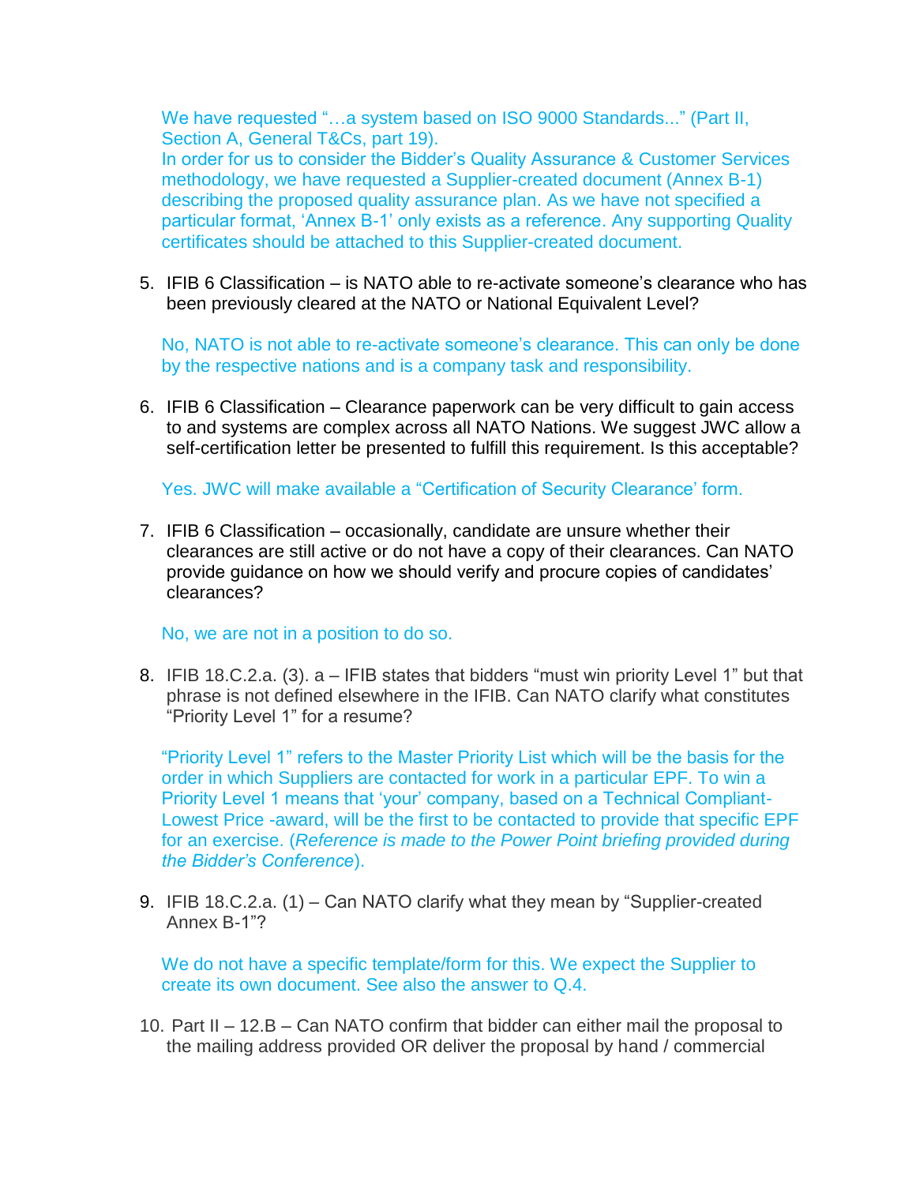We have requested "…a system based on ISO 9000 Standards..." (Part II, Section A, General T&Cs, part 19).
In order for us to consider the Bidder's Quality Assurance & Customer Services methodology, we have requested a Supplier-created document (Annex B-1) describing the proposed quality assurance plan. As we have not specified a particular format, 'Annex B-1' only exists as a reference. Any supporting Quality certificates should be attached to this Supplier-created document.

5. IFIB 6 Classification – is NATO able to re-activate someone's clearance who has been previously cleared at the NATO or National Equivalent Level?

   No, NATO is not able to re-activate someone's clearance. This can only be done by the respective nations and is a company task and responsibility.

6. IFIB 6 Classification – Clearance paperwork can be very difficult to gain access to and systems are complex across all NATO Nations. We suggest JWC allow a self-certification letter be presented to fulfill this requirement. Is this acceptable?

   Yes. JWC will make available a "Certification of Security Clearance' form.

7. IFIB 6 Classification – occasionally, candidate are unsure whether their clearances are still active or do not have a copy of their clearances. Can NATO provide guidance on how we should verify and procure copies of candidates' clearances?

   No, we are not in a position to do so.

8. IFIB 18.C.2.a. (3). a – IFIB states that bidders "must win priority Level 1" but that phrase is not defined elsewhere in the IFIB. Can NATO clarify what constitutes "Priority Level 1" for a resume?

   "Priority Level 1" refers to the Master Priority List which will be the basis for the order in which Suppliers are contacted for work in a particular EPF. To win a Priority Level 1 means that 'your' company, based on a Technical Compliant-Lowest Price -award, will be the first to be contacted to provide that specific EPF for an exercise. (*Reference is made to the Power Point briefing provided during the Bidder's Conference*).

9. IFIB 18.C.2.a. (1) – Can NATO clarify what they mean by "Supplier-created Annex B-1"?

   We do not have a specific template/form for this. We expect the Supplier to create its own document. See also the answer to Q.4.

10. Part II – 12.B – Can NATO confirm that bidder can either mail the proposal to the mailing address provided OR deliver the proposal by hand / commercial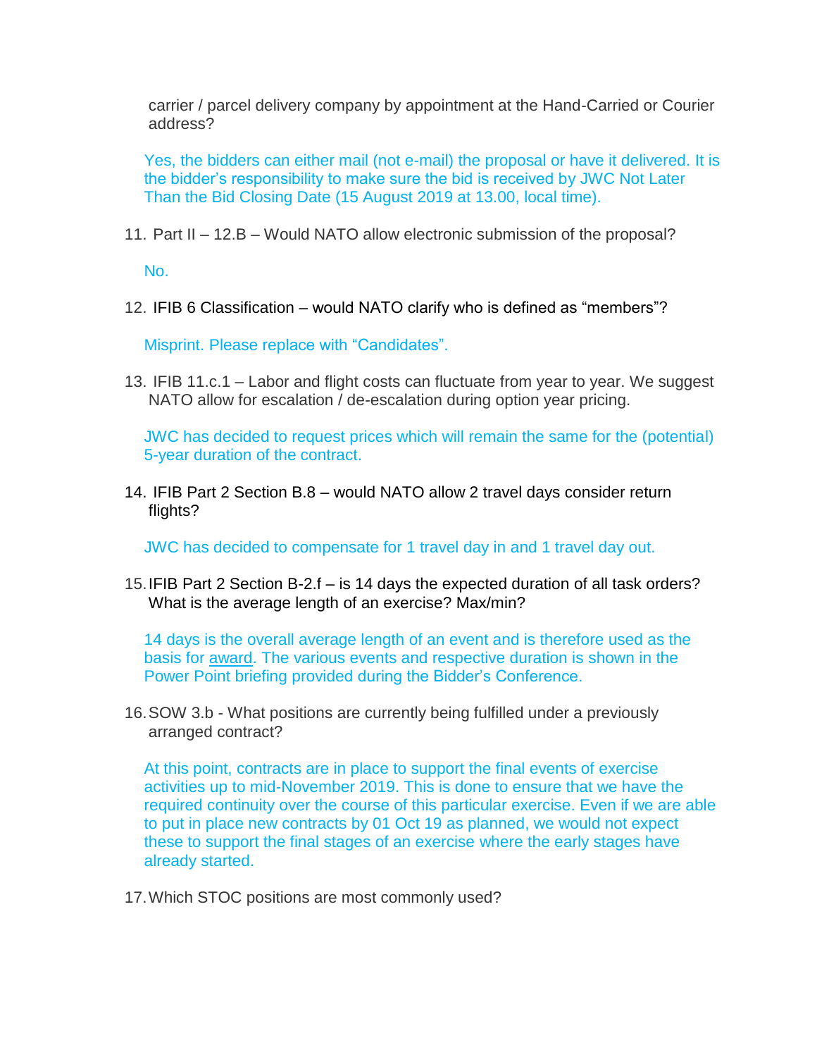carrier / parcel delivery company by appointment at the Hand-Carried or Courier address?

Yes, the bidders can either mail (not e-mail) the proposal or have it delivered. It is the bidder's responsibility to make sure the bid is received by JWC Not Later Than the Bid Closing Date (15 August 2019 at 13.00, local time).

11. Part II – 12.B – Would NATO allow electronic submission of the proposal?

    No.

12. IFIB 6 Classification – would NATO clarify who is defined as "members"?

    Misprint. Please replace with "Candidates".

13. IFIB 11.c.1 – Labor and flight costs can fluctuate from year to year. We suggest NATO allow for escalation / de-escalation during option year pricing.

    JWC has decided to request prices which will remain the same for the (potential) 5-year duration of the contract.

14. IFIB Part 2 Section B.8 – would NATO allow 2 travel days consider return flights?

    JWC has decided to compensate for 1 travel day in and 1 travel day out.

15. IFIB Part 2 Section B-2.f – is 14 days the expected duration of all task orders? What is the average length of an exercise? Max/min?

    14 days is the overall average length of an event and is therefore used as the basis for award. The various events and respective duration is shown in the Power Point briefing provided during the Bidder's Conference.

16. SOW 3.b - What positions are currently being fulfilled under a previously arranged contract?

    At this point, contracts are in place to support the final events of exercise activities up to mid-November 2019. This is done to ensure that we have the required continuity over the course of this particular exercise. Even if we are able to put in place new contracts by 01 Oct 19 as planned, we would not expect these to support the final stages of an exercise where the early stages have already started.

17. Which STOC positions are most commonly used?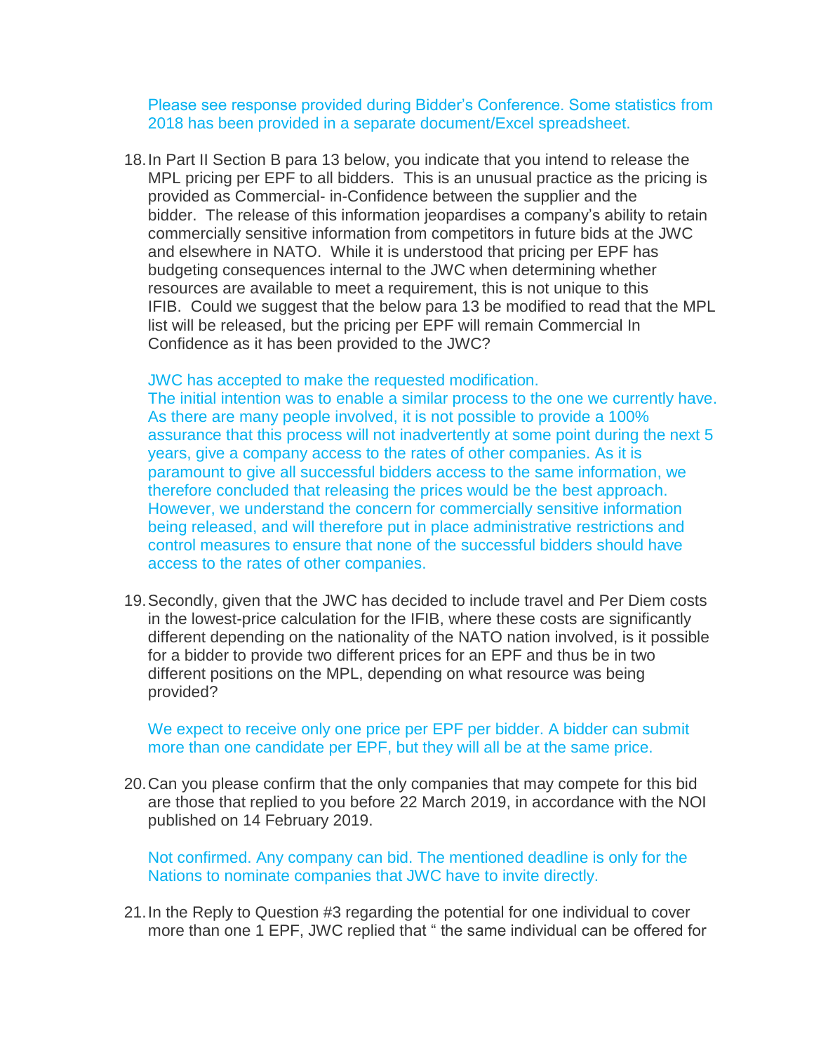Please see response provided during Bidder's Conference. Some statistics from 2018 has been provided in a separate document/Excel spreadsheet.

18. In Part II Section B para 13 below, you indicate that you intend to release the MPL pricing per EPF to all bidders. This is an unusual practice as the pricing is provided as Commercial- in-Confidence between the supplier and the bidder. The release of this information jeopardises a company's ability to retain commercially sensitive information from competitors in future bids at the JWC and elsewhere in NATO. While it is understood that pricing per EPF has budgeting consequences internal to the JWC when determining whether resources are available to meet a requirement, this is not unique to this IFIB. Could we suggest that the below para 13 be modified to read that the MPL list will be released, but the pricing per EPF will remain Commercial In Confidence as it has been provided to the JWC?

   JWC has accepted to make the requested modification.
   The initial intention was to enable a similar process to the one we currently have. As there are many people involved, it is not possible to provide a 100% assurance that this process will not inadvertently at some point during the next 5 years, give a company access to the rates of other companies. As it is paramount to give all successful bidders access to the same information, we therefore concluded that releasing the prices would be the best approach. However, we understand the concern for commercially sensitive information being released, and will therefore put in place administrative restrictions and control measures to ensure that none of the successful bidders should have access to the rates of other companies.

19. Secondly, given that the JWC has decided to include travel and Per Diem costs in the lowest-price calculation for the IFIB, where these costs are significantly different depending on the nationality of the NATO nation involved, is it possible for a bidder to provide two different prices for an EPF and thus be in two different positions on the MPL, depending on what resource was being provided?

   We expect to receive only one price per EPF per bidder. A bidder can submit more than one candidate per EPF, but they will all be at the same price.

20. Can you please confirm that the only companies that may compete for this bid are those that replied to you before 22 March 2019, in accordance with the NOI published on 14 February 2019.

   Not confirmed. Any company can bid. The mentioned deadline is only for the Nations to nominate companies that JWC have to invite directly.

21. In the Reply to Question #3 regarding the potential for one individual to cover more than one 1 EPF, JWC replied that " the same individual can be offered for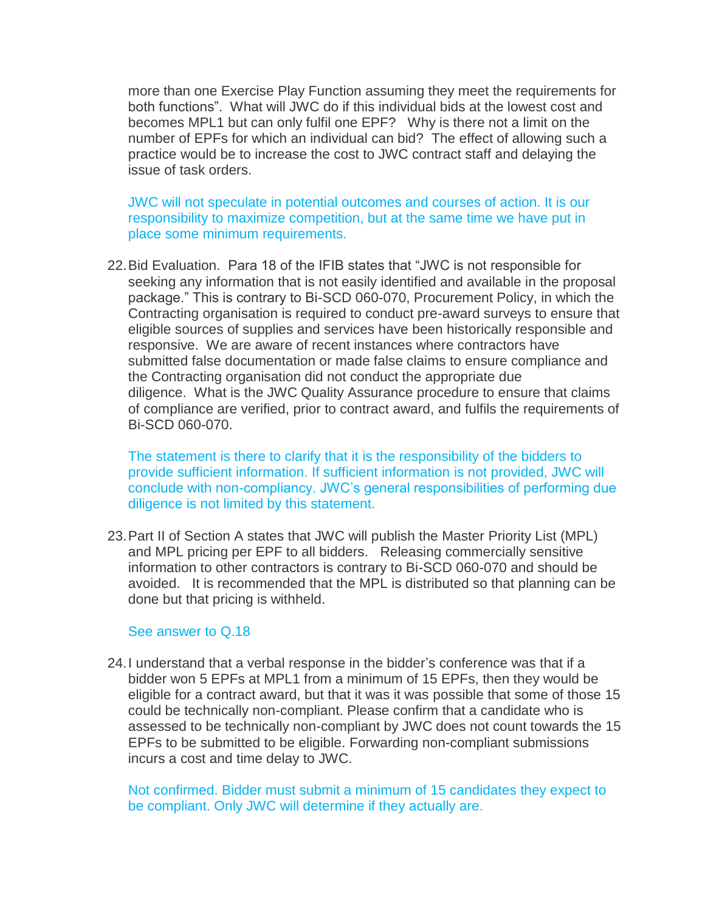more than one Exercise Play Function assuming they meet the requirements for both functions". What will JWC do if this individual bids at the lowest cost and becomes MPL1 but can only fulfil one EPF? Why is there not a limit on the number of EPFs for which an individual can bid? The effect of allowing such a practice would be to increase the cost to JWC contract staff and delaying the issue of task orders.

JWC will not speculate in potential outcomes and courses of action. It is our responsibility to maximize competition, but at the same time we have put in place some minimum requirements.

22. Bid Evaluation. Para 18 of the IFIB states that "JWC is not responsible for seeking any information that is not easily identified and available in the proposal package." This is contrary to Bi-SCD 060-070, Procurement Policy, in which the Contracting organisation is required to conduct pre-award surveys to ensure that eligible sources of supplies and services have been historically responsible and responsive. We are aware of recent instances where contractors have submitted false documentation or made false claims to ensure compliance and the Contracting organisation did not conduct the appropriate due diligence. What is the JWC Quality Assurance procedure to ensure that claims of compliance are verified, prior to contract award, and fulfils the requirements of Bi-SCD 060-070.

   The statement is there to clarify that it is the responsibility of the bidders to provide sufficient information. If sufficient information is not provided, JWC will conclude with non-compliancy. JWC's general responsibilities of performing due diligence is not limited by this statement.

23. Part II of Section A states that JWC will publish the Master Priority List (MPL) and MPL pricing per EPF to all bidders. Releasing commercially sensitive information to other contractors is contrary to Bi-SCD 060-070 and should be avoided. It is recommended that the MPL is distributed so that planning can be done but that pricing is withheld.

   See answer to Q.18

24. I understand that a verbal response in the bidder's conference was that if a bidder won 5 EPFs at MPL1 from a minimum of 15 EPFs, then they would be eligible for a contract award, but that it was it was possible that some of those 15 could be technically non-compliant. Please confirm that a candidate who is assessed to be technically non-compliant by JWC does not count towards the 15 EPFs to be submitted to be eligible. Forwarding non-compliant submissions incurs a cost and time delay to JWC.

   Not confirmed. Bidder must submit a minimum of 15 candidates they expect to be compliant. Only JWC will determine if they actually are.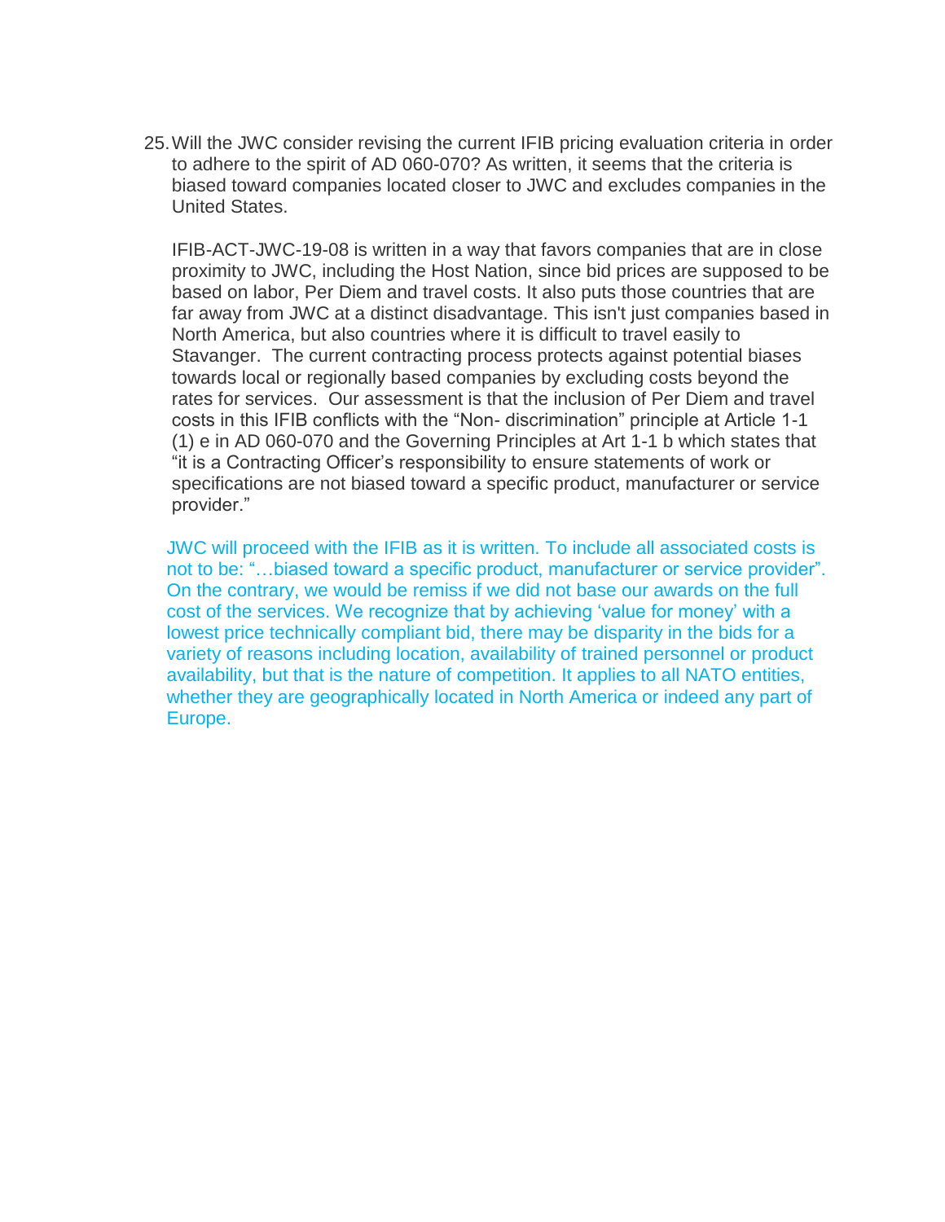25. Will the JWC consider revising the current IFIB pricing evaluation criteria in order to adhere to the spirit of AD 060-070? As written, it seems that the criteria is biased toward companies located closer to JWC and excludes companies in the United States.

    IFIB-ACT-JWC-19-08 is written in a way that favors companies that are in close proximity to JWC, including the Host Nation, since bid prices are supposed to be based on labor, Per Diem and travel costs. It also puts those countries that are far away from JWC at a distinct disadvantage. This isn't just companies based in North America, but also countries where it is difficult to travel easily to Stavanger. The current contracting process protects against potential biases towards local or regionally based companies by excluding costs beyond the rates for services. Our assessment is that the inclusion of Per Diem and travel costs in this IFIB conflicts with the "Non- discrimination" principle at Article 1-1 (1) e in AD 060-070 and the Governing Principles at Art 1-1 b which states that "it is a Contracting Officer's responsibility to ensure statements of work or specifications are not biased toward a specific product, manufacturer or service provider."

    JWC will proceed with the IFIB as it is written. To include all associated costs is not to be: "…biased toward a specific product, manufacturer or service provider". On the contrary, we would be remiss if we did not base our awards on the full cost of the services. We recognize that by achieving 'value for money' with a lowest price technically compliant bid, there may be disparity in the bids for a variety of reasons including location, availability of trained personnel or product availability, but that is the nature of competition. It applies to all NATO entities, whether they are geographically located in North America or indeed any part of Europe.